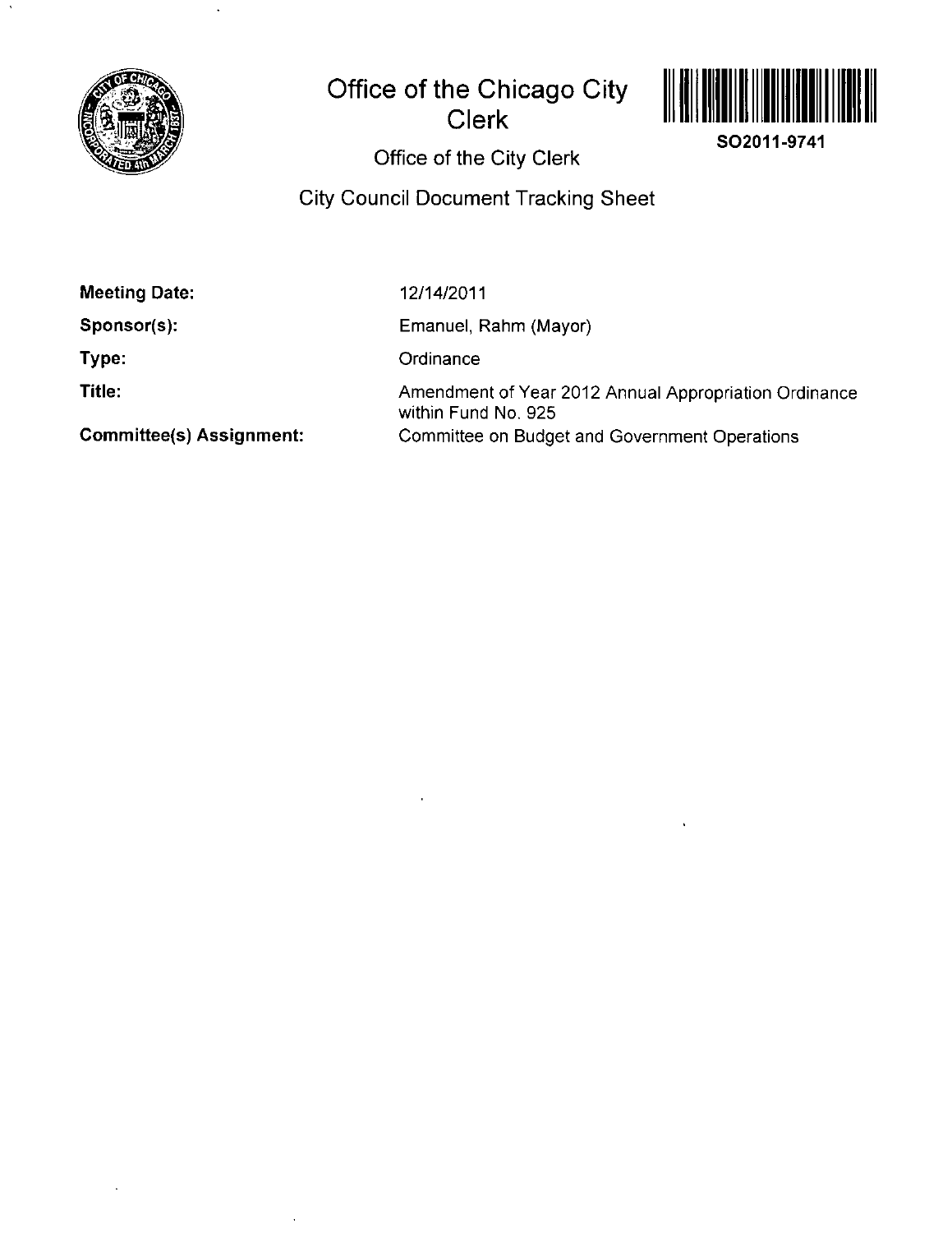# Office of the Chicago City Clerk

SO2011-9741

## Office of the City Clerk

## City Council Document Tracking Sheet

**Meeting Date:** 12/14/2011

**Sponsor(s):** Emanuel, Rahm (Mayor)

**Type:** Ordinance

**Title:** Amendment of Year 2012 Annual Appropriation Ordinance within Fund No. 925

**Committee(s) Assignment:** Committee on Budget and Government Operations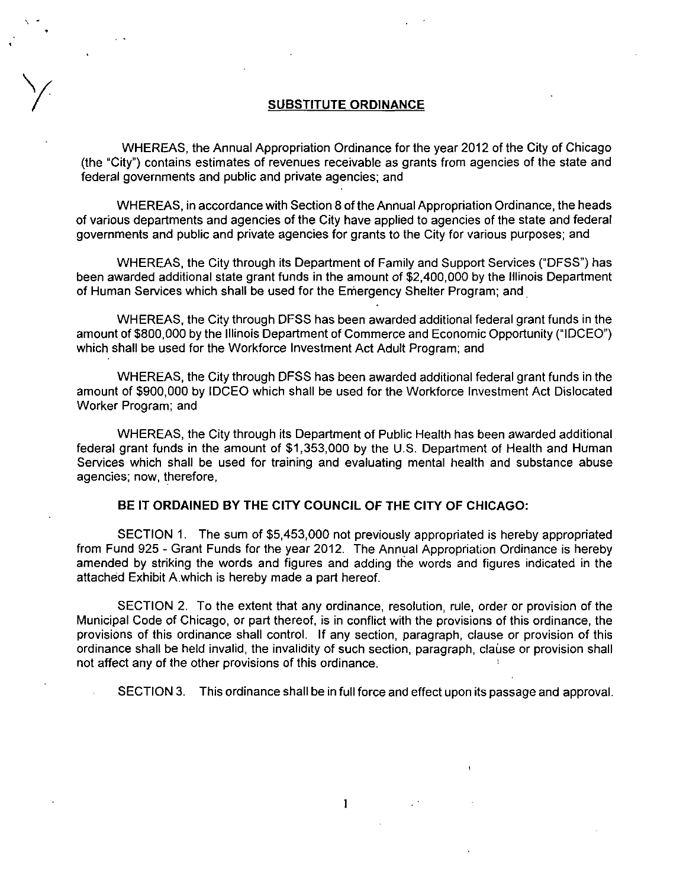## SUBSTITUTE ORDINANCE

WHEREAS, the Annual Appropriation Ordinance for the year 2012 of the City of Chicago (the "City") contains estimates of revenues receivable as grants from agencies of the state and federal governments and public and private agencies; and

WHEREAS, in accordance with Section 8 of the Annual Appropriation Ordinance, the heads of various departments and agencies of the City have applied to agencies of the state and federal governments and public and private agencies for grants to the City for various purposes; and

WHEREAS, the City through its Department of Family and Support Services ("DFSS") has been awarded additional state grant funds in the amount of $2,400,000 by the Illinois Department of Human Services which shall be used for the Emergency Shelter Program; and

WHEREAS, the City through DFSS has been awarded additional federal grant funds in the amount of $800,000 by the Illinois Department of Commerce and Economic Opportunity ("IDCEO") which shall be used for the Workforce Investment Act Adult Program; and

WHEREAS, the City through DFSS has been awarded additional federal grant funds in the amount of $900,000 by IDCEO which shall be used for the Workforce Investment Act Dislocated Worker Program; and

WHEREAS, the City through its Department of Public Health has been awarded additional federal grant funds in the amount of $1,353,000 by the U.S. Department of Health and Human Services which shall be used for training and evaluating mental health and substance abuse agencies; now, therefore,

**BE IT ORDAINED BY THE CITY COUNCIL OF THE CITY OF CHICAGO:**

SECTION 1. The sum of $5,453,000 not previously appropriated is hereby appropriated from Fund 925 - Grant Funds for the year 2012. The Annual Appropriation Ordinance is hereby amended by striking the words and figures and adding the words and figures indicated in the attached Exhibit A which is hereby made a part hereof.

SECTION 2. To the extent that any ordinance, resolution, rule, order or provision of the Municipal Code of Chicago, or part thereof, is in conflict with the provisions of this ordinance, the provisions of this ordinance shall control. If any section, paragraph, clause or provision of this ordinance shall be held invalid, the invalidity of such section, paragraph, clause or provision shall not affect any of the other provisions of this ordinance.

SECTION 3. This ordinance shall be in full force and effect upon its passage and approval.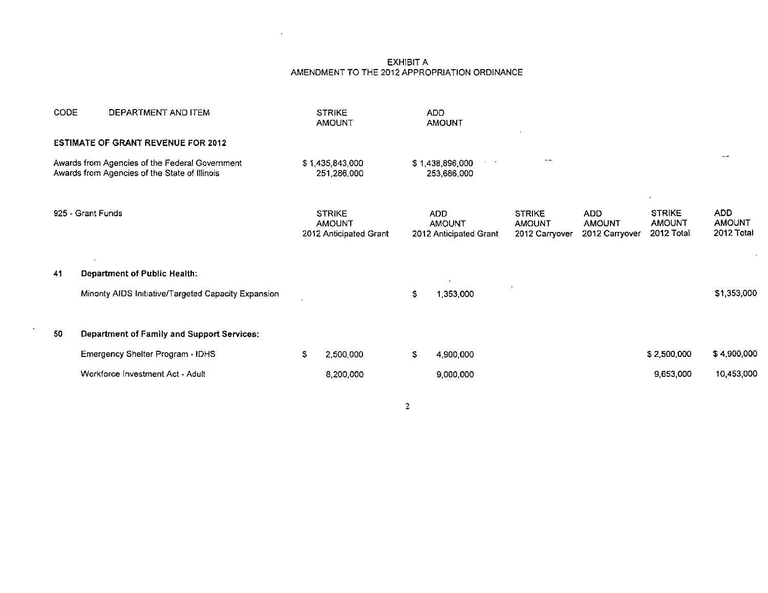EXHIBIT A
AMENDMENT TO THE 2012 APPROPRIATION ORDINANCE

| CODE | DEPARTMENT AND ITEM | STRIKE AMOUNT | ADD AMOUNT |
|---|---|---|---|
| | **ESTIMATE OF GRANT REVENUE FOR 2012** | | |
| | Awards from Agencies of the Federal Government | $ 1,435,843,000 | $ 1,438,896,000 |
| | Awards from Agencies of the State of Illinois | 251,286,000 | 253,686,000 |

| 925 - Grant Funds | | STRIKE AMOUNT 2012 Anticipated Grant | ADD AMOUNT 2012 Anticipated Grant | STRIKE AMOUNT 2012 Carryover | ADD AMOUNT 2012 Carryover | STRIKE AMOUNT 2012 Total | ADD AMOUNT 2012 Total |
|---|---|---|---|---|---|---|---|
| 41 | **Department of Public Health:** | | | | | | |
| | Minority AIDS Initiative/Targeted Capacity Expansion | | $ 1,353,000 | | | | $1,353,000 |
| 50 | **Department of Family and Support Services:** | | | | | | |
| | Emergency Shelter Program - IDHS | $ 2,500,000 | $ 4,900,000 | | | $ 2,500,000 | $ 4,900,000 |
| | Workforce Investment Act - Adult | 8,200,000 | 9,000,000 | | | 9,653,000 | 10,453,000 |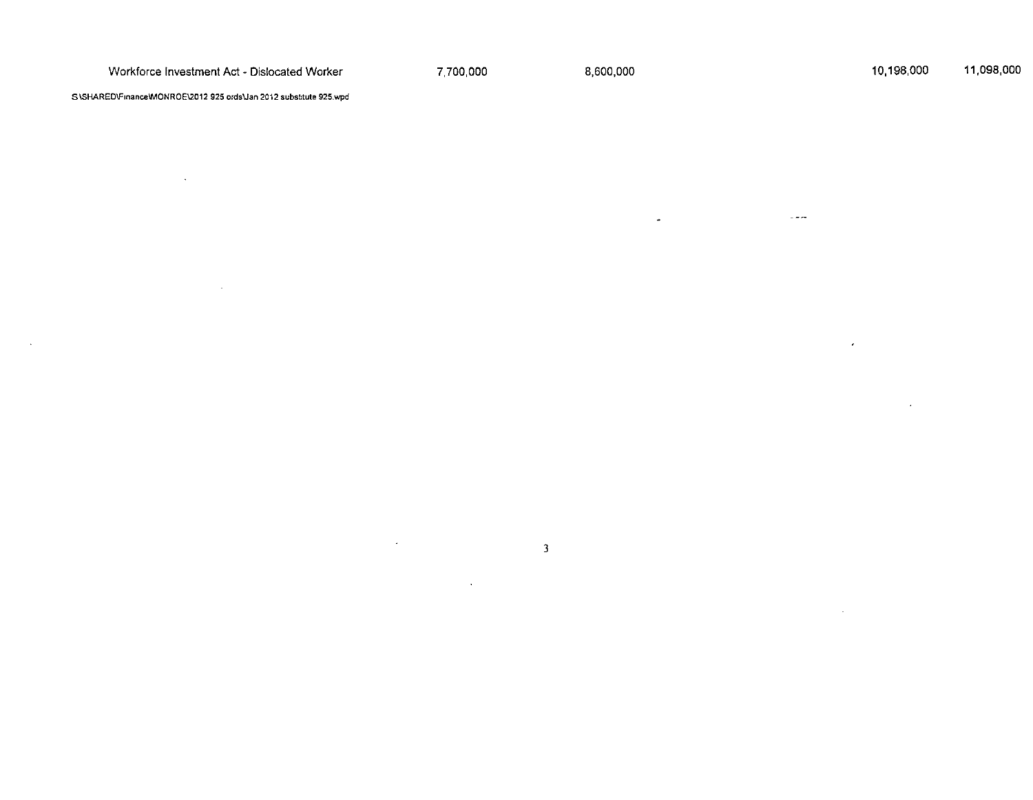| | | | | | |
|---|---|---|---|---|---|
| Workforce Investment Act - Dislocated Worker | 7,700,000 | 8,600,000 | | 10,198,000 | 11,098,000 |

S:\SHARED\Finance\MONROE\2012 925 ords\Jan 2012 substitute 925.wpd